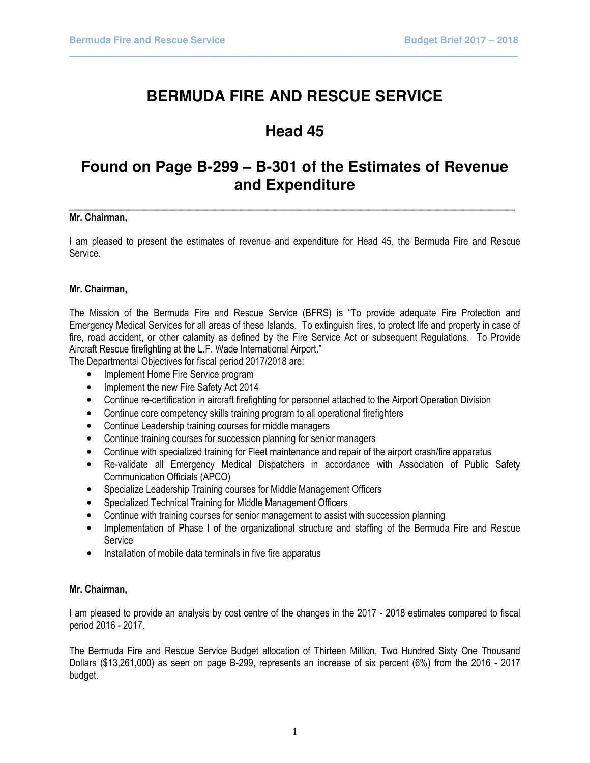# BERMUDA FIRE AND RESCUE SERVICE

## Head 45

## Found on Page B-299 – B-301 of the Estimates of Revenue and Expenditure

---

**Mr. Chairman,**

I am pleased to present the estimates of revenue and expenditure for Head 45, the Bermuda Fire and Rescue Service.

**Mr. Chairman,**

The Mission of the Bermuda Fire and Rescue Service (BFRS) is "To provide adequate Fire Protection and Emergency Medical Services for all areas of these Islands. To extinguish fires, to protect life and property in case of fire, road accident, or other calamity as defined by the Fire Service Act or subsequent Regulations. To Provide Aircraft Rescue firefighting at the L.F. Wade International Airport."

The Departmental Objectives for fiscal period 2017/2018 are:

- Implement Home Fire Service program
- Implement the new Fire Safety Act 2014
- Continue re-certification in aircraft firefighting for personnel attached to the Airport Operation Division
- Continue core competency skills training program to all operational firefighters
- Continue Leadership training courses for middle managers
- Continue training courses for succession planning for senior managers
- Continue with specialized training for Fleet maintenance and repair of the airport crash/fire apparatus
- Re-validate all Emergency Medical Dispatchers in accordance with Association of Public Safety Communication Officials (APCO)
- Specialize Leadership Training courses for Middle Management Officers
- Specialized Technical Training for Middle Management Officers
- Continue with training courses for senior management to assist with succession planning
- Implementation of Phase I of the organizational structure and staffing of the Bermuda Fire and Rescue Service
- Installation of mobile data terminals in five fire apparatus

**Mr. Chairman,**

I am pleased to provide an analysis by cost centre of the changes in the 2017 - 2018 estimates compared to fiscal period 2016 - 2017.

The Bermuda Fire and Rescue Service Budget allocation of Thirteen Million, Two Hundred Sixty One Thousand Dollars ($13,261,000) as seen on page B-299, represents an increase of six percent (6%) from the 2016 - 2017 budget.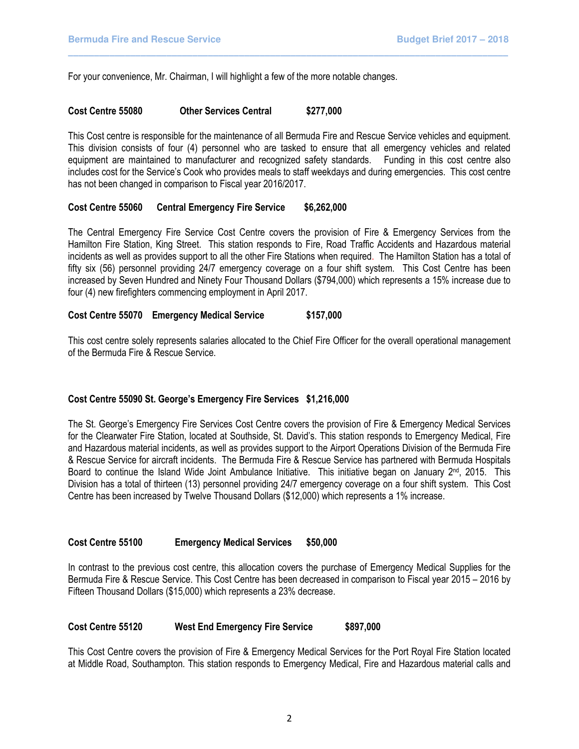For your convenience, Mr. Chairman, I will highlight a few of the more notable changes.

**Cost Centre 55080 Other Services Central $277,000**

This Cost centre is responsible for the maintenance of all Bermuda Fire and Rescue Service vehicles and equipment. This division consists of four (4) personnel who are tasked to ensure that all emergency vehicles and related equipment are maintained to manufacturer and recognized safety standards. Funding in this cost centre also includes cost for the Service's Cook who provides meals to staff weekdays and during emergencies. This cost centre has not been changed in comparison to Fiscal year 2016/2017.

**Cost Centre 55060 Central Emergency Fire Service $6,262,000**

The Central Emergency Fire Service Cost Centre covers the provision of Fire & Emergency Services from the Hamilton Fire Station, King Street. This station responds to Fire, Road Traffic Accidents and Hazardous material incidents as well as provides support to all the other Fire Stations when required. The Hamilton Station has a total of fifty six (56) personnel providing 24/7 emergency coverage on a four shift system. This Cost Centre has been increased by Seven Hundred and Ninety Four Thousand Dollars ($794,000) which represents a 15% increase due to four (4) new firefighters commencing employment in April 2017.

**Cost Centre 55070 Emergency Medical Service $157,000**

This cost centre solely represents salaries allocated to the Chief Fire Officer for the overall operational management of the Bermuda Fire & Rescue Service.

**Cost Centre 55090 St. George's Emergency Fire Services $1,216,000**

The St. George's Emergency Fire Services Cost Centre covers the provision of Fire & Emergency Medical Services for the Clearwater Fire Station, located at Southside, St. David's. This station responds to Emergency Medical, Fire and Hazardous material incidents, as well as provides support to the Airport Operations Division of the Bermuda Fire & Rescue Service for aircraft incidents. The Bermuda Fire & Rescue Service has partnered with Bermuda Hospitals Board to continue the Island Wide Joint Ambulance Initiative. This initiative began on January 2nd, 2015. This Division has a total of thirteen (13) personnel providing 24/7 emergency coverage on a four shift system. This Cost Centre has been increased by Twelve Thousand Dollars ($12,000) which represents a 1% increase.

**Cost Centre 55100 Emergency Medical Services $50,000**

In contrast to the previous cost centre, this allocation covers the purchase of Emergency Medical Supplies for the Bermuda Fire & Rescue Service. This Cost Centre has been decreased in comparison to Fiscal year 2015 – 2016 by Fifteen Thousand Dollars ($15,000) which represents a 23% decrease.

**Cost Centre 55120 West End Emergency Fire Service $897,000**

This Cost Centre covers the provision of Fire & Emergency Medical Services for the Port Royal Fire Station located at Middle Road, Southampton. This station responds to Emergency Medical, Fire and Hazardous material calls and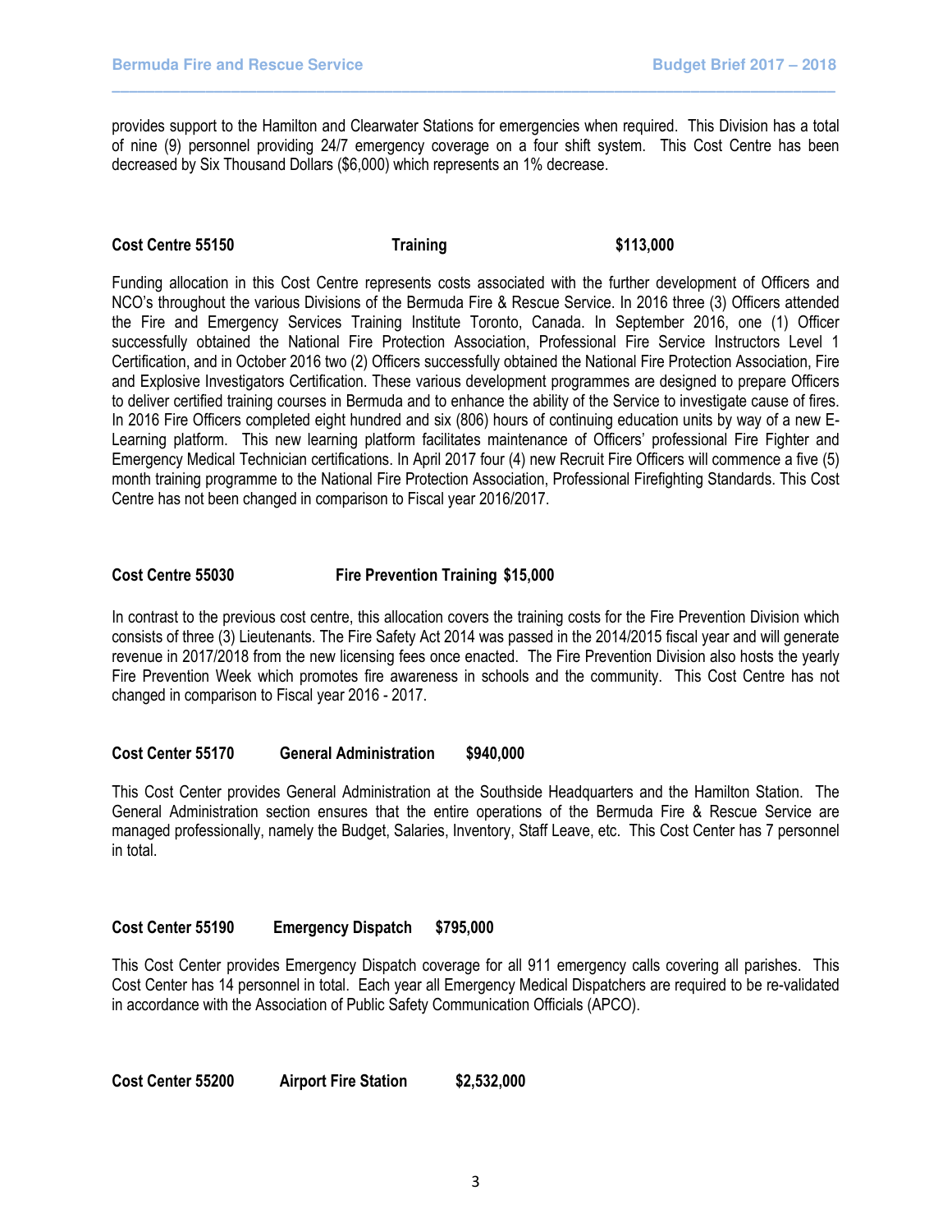provides support to the Hamilton and Clearwater Stations for emergencies when required. This Division has a total of nine (9) personnel providing 24/7 emergency coverage on a four shift system. This Cost Centre has been decreased by Six Thousand Dollars ($6,000) which represents an 1% decrease.

**Cost Centre 55150 Training $113,000**

Funding allocation in this Cost Centre represents costs associated with the further development of Officers and NCO's throughout the various Divisions of the Bermuda Fire & Rescue Service. In 2016 three (3) Officers attended the Fire and Emergency Services Training Institute Toronto, Canada. In September 2016, one (1) Officer successfully obtained the National Fire Protection Association, Professional Fire Service Instructors Level 1 Certification, and in October 2016 two (2) Officers successfully obtained the National Fire Protection Association, Fire and Explosive Investigators Certification. These various development programmes are designed to prepare Officers to deliver certified training courses in Bermuda and to enhance the ability of the Service to investigate cause of fires. In 2016 Fire Officers completed eight hundred and six (806) hours of continuing education units by way of a new E-Learning platform. This new learning platform facilitates maintenance of Officers' professional Fire Fighter and Emergency Medical Technician certifications. In April 2017 four (4) new Recruit Fire Officers will commence a five (5) month training programme to the National Fire Protection Association, Professional Firefighting Standards. This Cost Centre has not been changed in comparison to Fiscal year 2016/2017.

**Cost Centre 55030 Fire Prevention Training $15,000**

In contrast to the previous cost centre, this allocation covers the training costs for the Fire Prevention Division which consists of three (3) Lieutenants. The Fire Safety Act 2014 was passed in the 2014/2015 fiscal year and will generate revenue in 2017/2018 from the new licensing fees once enacted. The Fire Prevention Division also hosts the yearly Fire Prevention Week which promotes fire awareness in schools and the community. This Cost Centre has not changed in comparison to Fiscal year 2016 - 2017.

**Cost Center 55170 General Administration $940,000**

This Cost Center provides General Administration at the Southside Headquarters and the Hamilton Station. The General Administration section ensures that the entire operations of the Bermuda Fire & Rescue Service are managed professionally, namely the Budget, Salaries, Inventory, Staff Leave, etc. This Cost Center has 7 personnel in total.

**Cost Center 55190 Emergency Dispatch $795,000**

This Cost Center provides Emergency Dispatch coverage for all 911 emergency calls covering all parishes. This Cost Center has 14 personnel in total. Each year all Emergency Medical Dispatchers are required to be re-validated in accordance with the Association of Public Safety Communication Officials (APCO).

**Cost Center 55200 Airport Fire Station $2,532,000**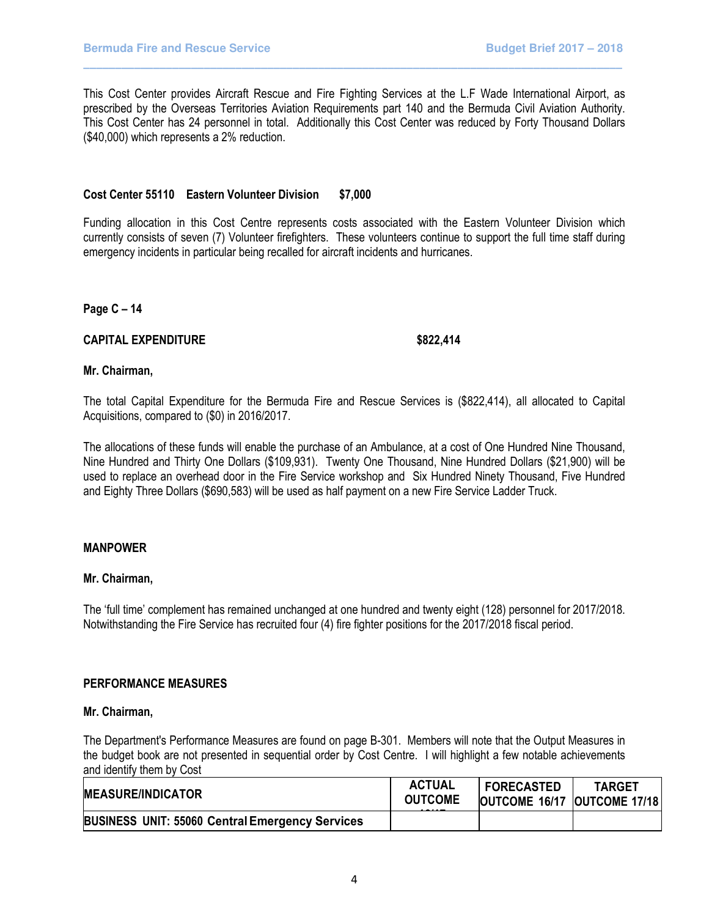This Cost Center provides Aircraft Rescue and Fire Fighting Services at the L.F Wade International Airport, as prescribed by the Overseas Territories Aviation Requirements part 140 and the Bermuda Civil Aviation Authority. This Cost Center has 24 personnel in total. Additionally this Cost Center was reduced by Forty Thousand Dollars ($40,000) which represents a 2% reduction.

**Cost Center 55110 Eastern Volunteer Division $7,000**

Funding allocation in this Cost Centre represents costs associated with the Eastern Volunteer Division which currently consists of seven (7) Volunteer firefighters. These volunteers continue to support the full time staff during emergency incidents in particular being recalled for aircraft incidents and hurricanes.

**Page C – 14**

**CAPITAL EXPENDITURE $822,414**

**Mr. Chairman,**

The total Capital Expenditure for the Bermuda Fire and Rescue Services is ($822,414), all allocated to Capital Acquisitions, compared to ($0) in 2016/2017.

The allocations of these funds will enable the purchase of an Ambulance, at a cost of One Hundred Nine Thousand, Nine Hundred and Thirty One Dollars ($109,931). Twenty One Thousand, Nine Hundred Dollars ($21,900) will be used to replace an overhead door in the Fire Service workshop and Six Hundred Ninety Thousand, Five Hundred and Eighty Three Dollars ($690,583) will be used as half payment on a new Fire Service Ladder Truck.

**MANPOWER**

**Mr. Chairman,**

The 'full time' complement has remained unchanged at one hundred and twenty eight (128) personnel for 2017/2018. Notwithstanding the Fire Service has recruited four (4) fire fighter positions for the 2017/2018 fiscal period.

**PERFORMANCE MEASURES**

**Mr. Chairman,**

The Department's Performance Measures are found on page B-301. Members will note that the Output Measures in the budget book are not presented in sequential order by Cost Centre. I will highlight a few notable achievements and identify them by Cost

| MEASURE/INDICATOR | ACTUAL OUTCOME 15/16 | FORECASTED OUTCOME 16/17 | TARGET OUTCOME 17/18 |
|---|---|---|---|
| **BUSINESS UNIT: 55060 Central Emergency Services** | | | |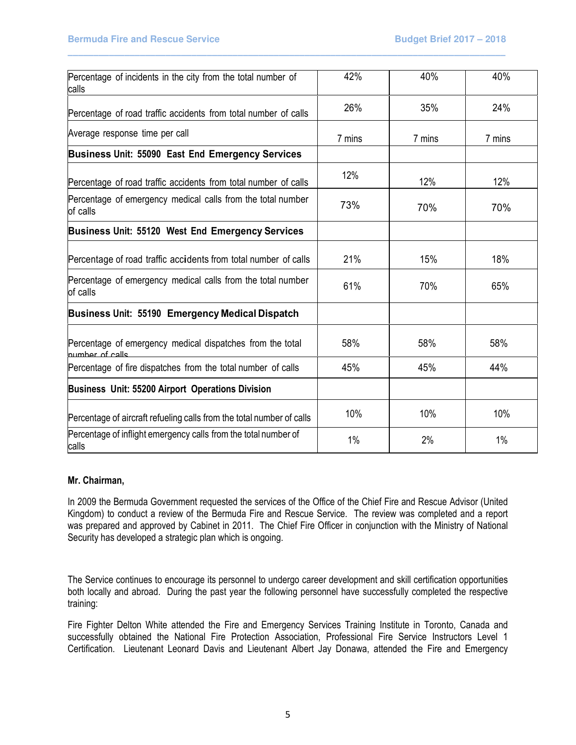| | | | |
|---|---|---|---|
| Percentage of incidents in the city from the total number of calls | 42% | 40% | 40% |
| Percentage of road traffic accidents from total number of calls | 26% | 35% | 24% |
| Average response time per call | 7 mins | 7 mins | 7 mins |
| **Business Unit: 55090 East End Emergency Services** | | | |
| Percentage of road traffic accidents from total number of calls | 12% | 12% | 12% |
| Percentage of emergency medical calls from the total number of calls | 73% | 70% | 70% |
| **Business Unit: 55120 West End Emergency Services** | | | |
| Percentage of road traffic accidents from total number of calls | 21% | 15% | 18% |
| Percentage of emergency medical calls from the total number of calls | 61% | 70% | 65% |
| **Business Unit: 55190 Emergency Medical Dispatch** | | | |
| Percentage of emergency medical dispatches from the total number of calls | 58% | 58% | 58% |
| Percentage of fire dispatches from the total number of calls | 45% | 45% | 44% |
| **Business Unit: 55200 Airport Operations Division** | | | |
| Percentage of aircraft refueling calls from the total number of calls | 10% | 10% | 10% |
| Percentage of inflight emergency calls from the total number of calls | 1% | 2% | 1% |

**Mr. Chairman,**

In 2009 the Bermuda Government requested the services of the Office of the Chief Fire and Rescue Advisor (United Kingdom) to conduct a review of the Bermuda Fire and Rescue Service. The review was completed and a report was prepared and approved by Cabinet in 2011. The Chief Fire Officer in conjunction with the Ministry of National Security has developed a strategic plan which is ongoing.

The Service continues to encourage its personnel to undergo career development and skill certification opportunities both locally and abroad. During the past year the following personnel have successfully completed the respective training:

Fire Fighter Delton White attended the Fire and Emergency Services Training Institute in Toronto, Canada and successfully obtained the National Fire Protection Association, Professional Fire Service Instructors Level 1 Certification. Lieutenant Leonard Davis and Lieutenant Albert Jay Donawa, attended the Fire and Emergency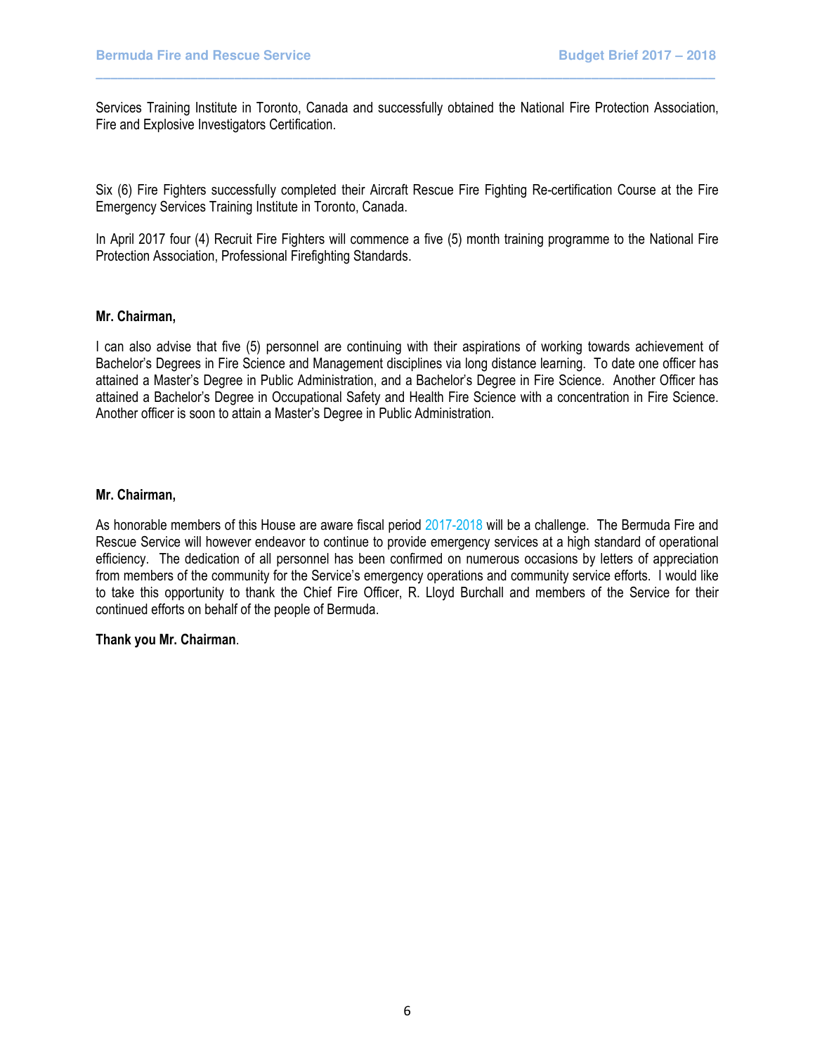Services Training Institute in Toronto, Canada and successfully obtained the National Fire Protection Association, Fire and Explosive Investigators Certification.

Six (6) Fire Fighters successfully completed their Aircraft Rescue Fire Fighting Re-certification Course at the Fire Emergency Services Training Institute in Toronto, Canada.

In April 2017 four (4) Recruit Fire Fighters will commence a five (5) month training programme to the National Fire Protection Association, Professional Firefighting Standards.

**Mr. Chairman,**

I can also advise that five (5) personnel are continuing with their aspirations of working towards achievement of Bachelor's Degrees in Fire Science and Management disciplines via long distance learning. To date one officer has attained a Master's Degree in Public Administration, and a Bachelor's Degree in Fire Science. Another Officer has attained a Bachelor's Degree in Occupational Safety and Health Fire Science with a concentration in Fire Science. Another officer is soon to attain a Master's Degree in Public Administration.

**Mr. Chairman,**

As honorable members of this House are aware fiscal period 2017-2018 will be a challenge. The Bermuda Fire and Rescue Service will however endeavor to continue to provide emergency services at a high standard of operational efficiency. The dedication of all personnel has been confirmed on numerous occasions by letters of appreciation from members of the community for the Service's emergency operations and community service efforts. I would like to take this opportunity to thank the Chief Fire Officer, R. Lloyd Burchall and members of the Service for their continued efforts on behalf of the people of Bermuda.

**Thank you Mr. Chairman**.